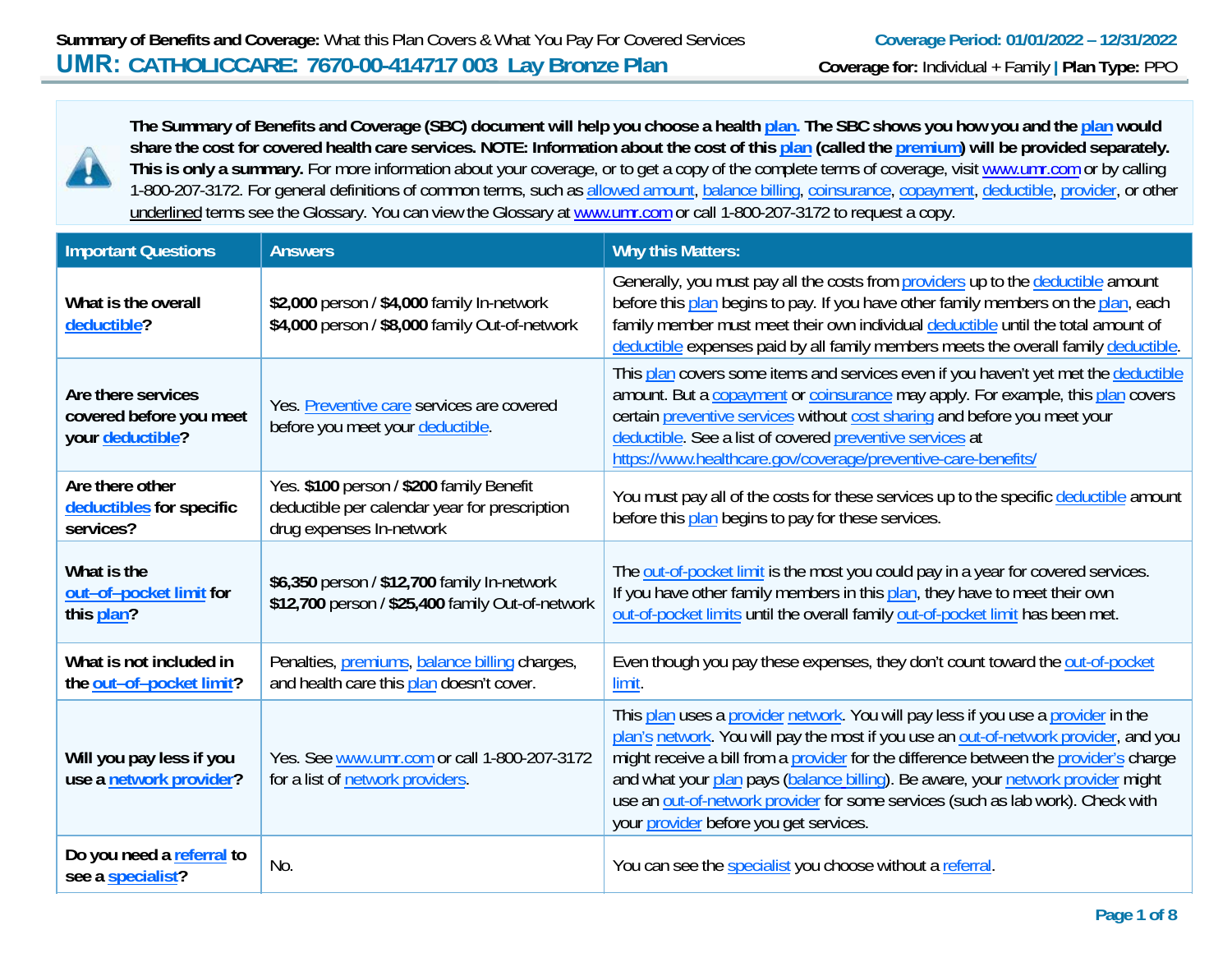**Summary of Benefits and Coverage:** What this Plan Covers & What You Pay For Covered Services

**Coverage Period: 01/01/2022 – 12/31/2022**

# UMR: CATHOLICCARE: 7670-00-414717 003 Lay Bronze Plan

**Coverage for:** Individual + Family | **Plan Type:** PPO

**The Summary of Benefits and Coverage (SBC) document will help you choose a health plan. The SBC shows you how you and the plan would share the cost for covered health care services. NOTE: Information about the cost of this plan (called the premium) will be provided separately. This is only a summary.** For more information about your coverage, or to get a copy of the complete terms of coverage, visit www.umr.com or by calling 1-800-207-3172. For general definitions of common terms, such as allowed amount, balance billing, coinsurance, copayment, deductible, provider, or other underlined terms see the Glossary. You can view the Glossary at www.umr.com or call 1-800-207-3172 to request a copy.

| Important Questions | Answers | Why this Matters: |
| --- | --- | --- |
| **What is the overall deductible?** | **$2,000** person / **$4,000** family In-network<br>**$4,000** person / **$8,000** family Out-of-network | Generally, you must pay all the costs from providers up to the deductible amount before this plan begins to pay. If you have other family members on the plan, each family member must meet their own individual deductible until the total amount of deductible expenses paid by all family members meets the overall family deductible. |
| **Are there services covered before you meet your deductible?** | Yes. Preventive care services are covered before you meet your deductible. | This plan covers some items and services even if you haven't yet met the deductible amount. But a copayment or coinsurance may apply. For example, this plan covers certain preventive services without cost sharing and before you meet your deductible. See a list of covered preventive services at https://www.healthcare.gov/coverage/preventive-care-benefits/ |
| **Are there other deductibles for specific services?** | Yes. **$100** person / **$200** family Benefit deductible per calendar year for prescription drug expenses In-network | You must pay all of the costs for these services up to the specific deductible amount before this plan begins to pay for these services. |
| **What is the out–of–pocket limit for this plan?** | **$6,350** person / **$12,700** family In-network<br>**$12,700** person / **$25,400** family Out-of-network | The out-of-pocket limit is the most you could pay in a year for covered services. If you have other family members in this plan, they have to meet their own out-of-pocket limits until the overall family out-of-pocket limit has been met. |
| **What is not included in the out–of–pocket limit?** | Penalties, premiums, balance billing charges, and health care this plan doesn't cover. | Even though you pay these expenses, they don't count toward the out-of-pocket limit. |
| **Will you pay less if you use a network provider?** | Yes. See www.umr.com or call 1-800-207-3172 for a list of network providers. | This plan uses a provider network. You will pay less if you use a provider in the plan's network. You will pay the most if you use an out-of-network provider, and you might receive a bill from a provider for the difference between the provider's charge and what your plan pays (balance billing). Be aware, your network provider might use an out-of-network provider for some services (such as lab work). Check with your provider before you get services. |
| **Do you need a referral to see a specialist?** | No. | You can see the specialist you choose without a referral. |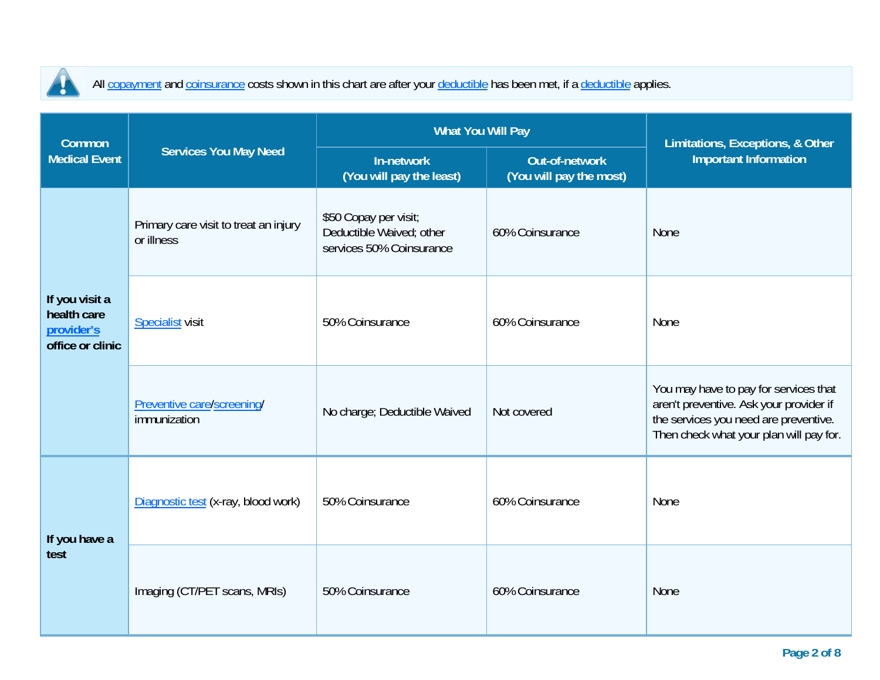All copayment and coinsurance costs shown in this chart are after your deductible has been met, if a deductible applies.

| Common Medical Event | Services You May Need | What You Will Pay | | Limitations, Exceptions, & Other Important Information |
|---|---|---|---|---|
| | | In-network (You will pay the least) | Out-of-network (You will pay the most) | |
| If you visit a health care provider's office or clinic | Primary care visit to treat an injury or illness | $50 Copay per visit; Deductible Waived; other services 50% Coinsurance | 60% Coinsurance | None |
| | Specialist visit | 50% Coinsurance | 60% Coinsurance | None |
| | Preventive care/screening/ immunization | No charge; Deductible Waived | Not covered | You may have to pay for services that aren't preventive. Ask your provider if the services you need are preventive. Then check what your plan will pay for. |
| If you have a test | Diagnostic test (x-ray, blood work) | 50% Coinsurance | 60% Coinsurance | None |
| | Imaging (CT/PET scans, MRIs) | 50% Coinsurance | 60% Coinsurance | None |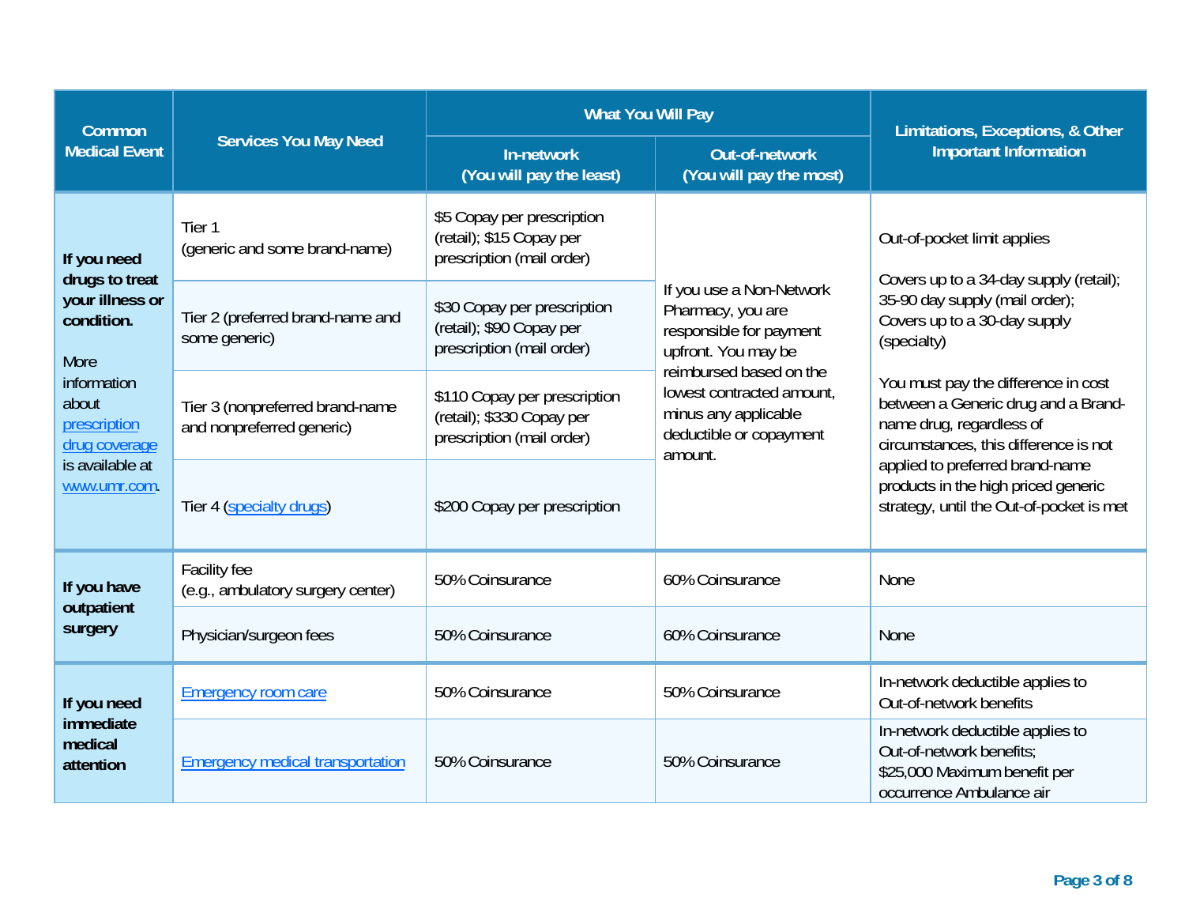| Common Medical Event | Services You May Need | What You Will Pay | | Limitations, Exceptions, & Other Important Information |
|---|---|---|---|---|
| | | In-network (You will pay the least) | Out-of-network (You will pay the most) | |
| **If you need drugs to treat your illness or condition.** More information about prescription drug coverage is available at www.umr.com. | Tier 1 (generic and some brand-name) | $5 Copay per prescription (retail); $15 Copay per prescription (mail order) | If you use a Non-Network Pharmacy, you are responsible for payment upfront. You may be reimbursed based on the lowest contracted amount, minus any applicable deductible or copayment amount. | Out-of-pocket limit applies<br><br>Covers up to a 34-day supply (retail); 35-90 day supply (mail order); Covers up to a 30-day supply (specialty)<br><br>You must pay the difference in cost between a Generic drug and a Brand-name drug, regardless of circumstances, this difference is not applied to preferred brand-name products in the high priced generic strategy, until the Out-of-pocket is met |
| | Tier 2 (preferred brand-name and some generic) | $30 Copay per prescription (retail); $90 Copay per prescription (mail order) | | |
| | Tier 3 (nonpreferred brand-name and nonpreferred generic) | $110 Copay per prescription (retail); $330 Copay per prescription (mail order) | | |
| | Tier 4 (specialty drugs) | $200 Copay per prescription | | |
| **If you have outpatient surgery** | Facility fee (e.g., ambulatory surgery center) | 50% Coinsurance | 60% Coinsurance | None |
| | Physician/surgeon fees | 50% Coinsurance | 60% Coinsurance | None |
| **If you need immediate medical attention** | Emergency room care | 50% Coinsurance | 50% Coinsurance | In-network deductible applies to Out-of-network benefits |
| | Emergency medical transportation | 50% Coinsurance | 50% Coinsurance | In-network deductible applies to Out-of-network benefits;<br>$25,000 Maximum benefit per occurrence Ambulance air |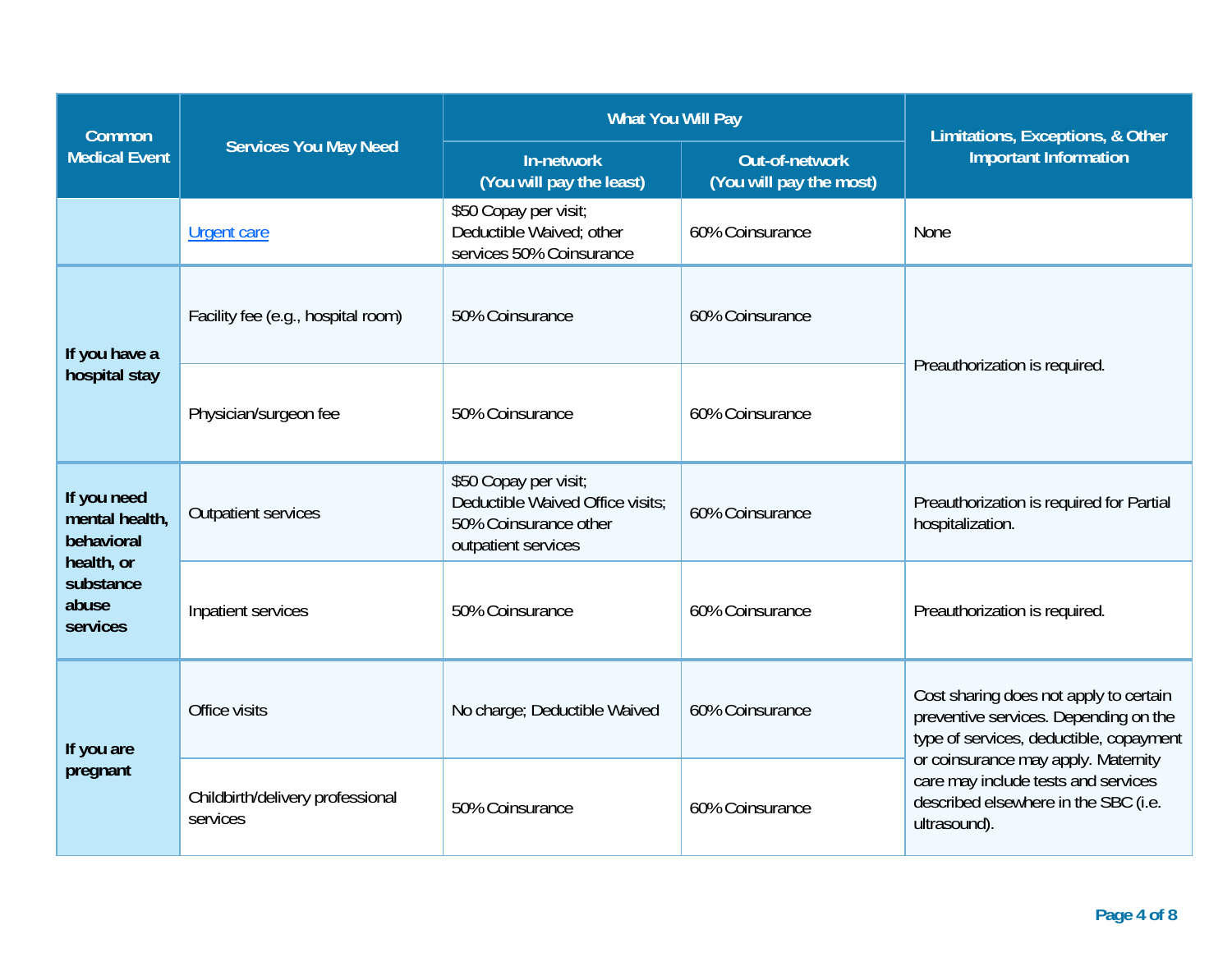| Common Medical Event | Services You May Need | What You Will Pay | | Limitations, Exceptions, & Other Important Information |
|---|---|---|---|---|
| | | In-network (You will pay the least) | Out-of-network (You will pay the most) | |
| | Urgent care | $50 Copay per visit; Deductible Waived; other services 50% Coinsurance | 60% Coinsurance | None |
| If you have a hospital stay | Facility fee (e.g., hospital room) | 50% Coinsurance | 60% Coinsurance | Preauthorization is required. |
| | Physician/surgeon fee | 50% Coinsurance | 60% Coinsurance | |
| If you need mental health, behavioral health, or substance abuse services | Outpatient services | $50 Copay per visit; Deductible Waived Office visits; 50% Coinsurance other outpatient services | 60% Coinsurance | Preauthorization is required for Partial hospitalization. |
| | Inpatient services | 50% Coinsurance | 60% Coinsurance | Preauthorization is required. |
| If you are pregnant | Office visits | No charge; Deductible Waived | 60% Coinsurance | Cost sharing does not apply to certain preventive services. Depending on the type of services, deductible, copayment or coinsurance may apply. Maternity care may include tests and services described elsewhere in the SBC (i.e. ultrasound). |
| | Childbirth/delivery professional services | 50% Coinsurance | 60% Coinsurance | |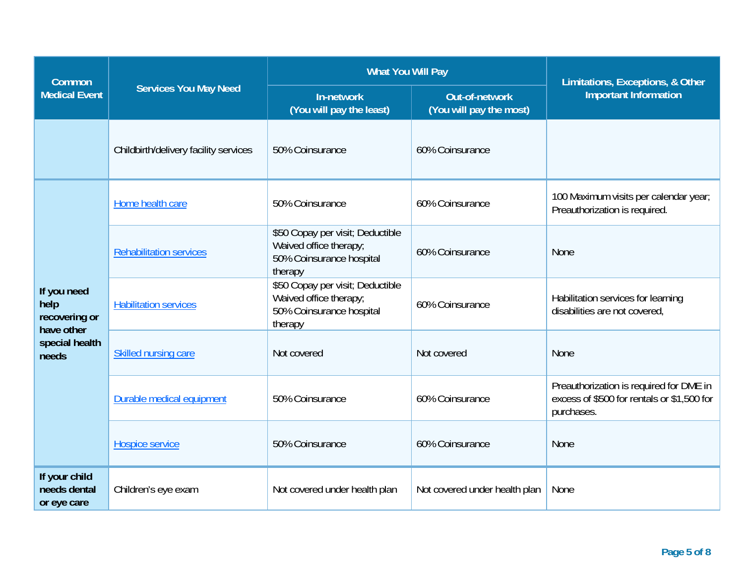| Common Medical Event | Services You May Need | What You Will Pay | | Limitations, Exceptions, & Other Important Information |
|---|---|---|---|---|
| | | In-network (You will pay the least) | Out-of-network (You will pay the most) | |
| | Childbirth/delivery facility services | 50% Coinsurance | 60% Coinsurance | |
| If you need help recovering or have other special health needs | Home health care | 50% Coinsurance | 60% Coinsurance | 100 Maximum visits per calendar year; Preauthorization is required. |
| | Rehabilitation services | $50 Copay per visit; Deductible Waived office therapy; 50% Coinsurance hospital therapy | 60% Coinsurance | None |
| | Habilitation services | $50 Copay per visit; Deductible Waived office therapy; 50% Coinsurance hospital therapy | 60% Coinsurance | Habilitation services for learning disabilities are not covered, |
| | Skilled nursing care | Not covered | Not covered | None |
| | Durable medical equipment | 50% Coinsurance | 60% Coinsurance | Preauthorization is required for DME in excess of $500 for rentals or $1,500 for purchases. |
| | Hospice service | 50% Coinsurance | 60% Coinsurance | None |
| If your child needs dental or eye care | Children's eye exam | Not covered under health plan | Not covered under health plan | None |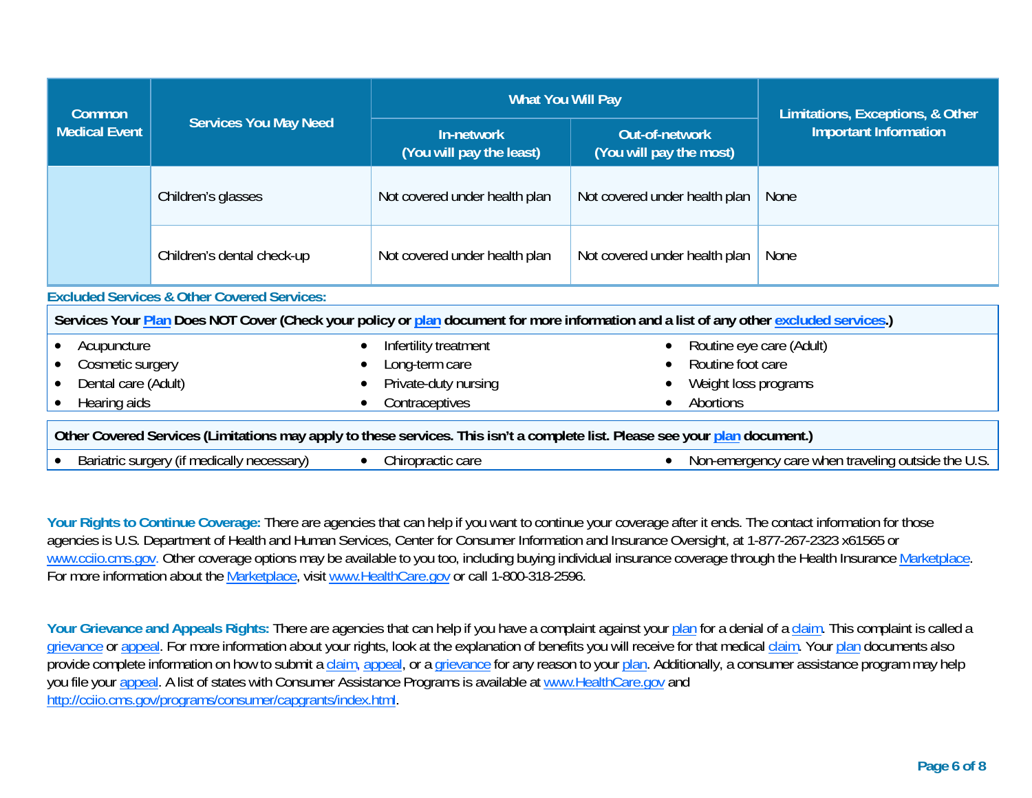| Common Medical Event | Services You May Need | What You Will Pay | | Limitations, Exceptions, & Other Important Information |
|---|---|---|---|---|
| | | In-network (You will pay the least) | Out-of-network (You will pay the most) | |
| | Children's glasses | Not covered under health plan | Not covered under health plan | None |
| | Children's dental check-up | Not covered under health plan | Not covered under health plan | None |

## Excluded Services & Other Covered Services:

**Services Your Plan Does NOT Cover (Check your policy or plan document for more information and a list of any other excluded services.)**

- Acupuncture
- Cosmetic surgery
- Dental care (Adult)
- Hearing aids
- Infertility treatment
- Long-term care
- Private-duty nursing
- Contraceptives
- Routine eye care (Adult)
- Routine foot care
- Weight loss programs
- Abortions

**Other Covered Services (Limitations may apply to these services. This isn't a complete list. Please see your plan document.)**

- Bariatric surgery (if medically necessary)
- Chiropractic care
- Non-emergency care when traveling outside the U.S.

**Your Rights to Continue Coverage:** There are agencies that can help if you want to continue your coverage after it ends. The contact information for those agencies is U.S. Department of Health and Human Services, Center for Consumer Information and Insurance Oversight, at 1-877-267-2323 x61565 or www.cciio.cms.gov. Other coverage options may be available to you too, including buying individual insurance coverage through the Health Insurance Marketplace. For more information about the Marketplace, visit www.HealthCare.gov or call 1-800-318-2596.

**Your Grievance and Appeals Rights:** There are agencies that can help if you have a complaint against your plan for a denial of a claim. This complaint is called a grievance or appeal. For more information about your rights, look at the explanation of benefits you will receive for that medical claim. Your plan documents also provide complete information on how to submit a claim, appeal, or a grievance for any reason to your plan. Additionally, a consumer assistance program may help you file your appeal. A list of states with Consumer Assistance Programs is available at www.HealthCare.gov and http://cciio.cms.gov/programs/consumer/capgrants/index.html.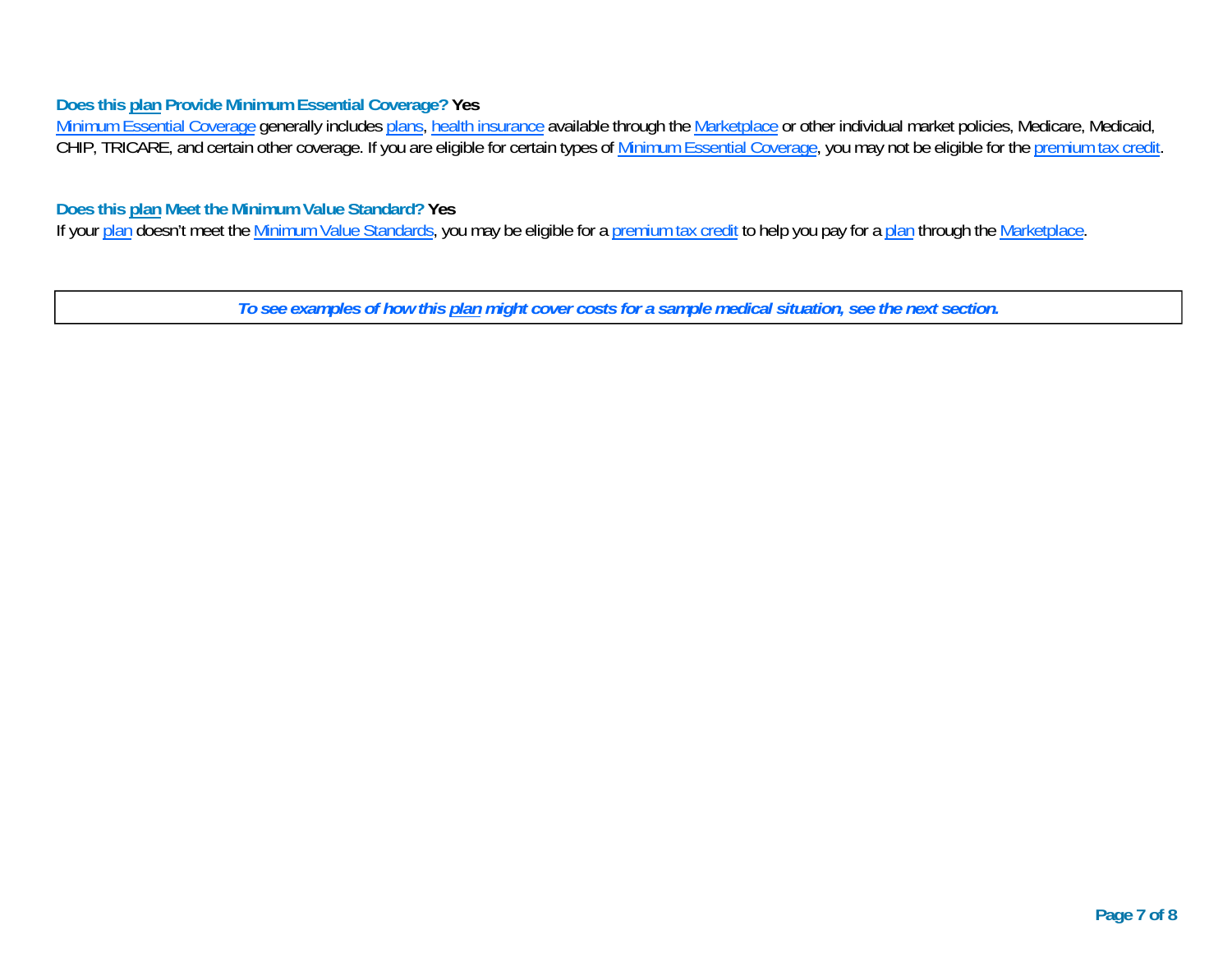**Does this plan Provide Minimum Essential Coverage? Yes**

Minimum Essential Coverage generally includes plans, health insurance available through the Marketplace or other individual market policies, Medicare, Medicaid, CHIP, TRICARE, and certain other coverage. If you are eligible for certain types of Minimum Essential Coverage, you may not be eligible for the premium tax credit.

**Does this plan Meet the Minimum Value Standard? Yes**

If your plan doesn't meet the Minimum Value Standards, you may be eligible for a premium tax credit to help you pay for a plan through the Marketplace.

***To see examples of how this plan might cover costs for a sample medical situation, see the next section.***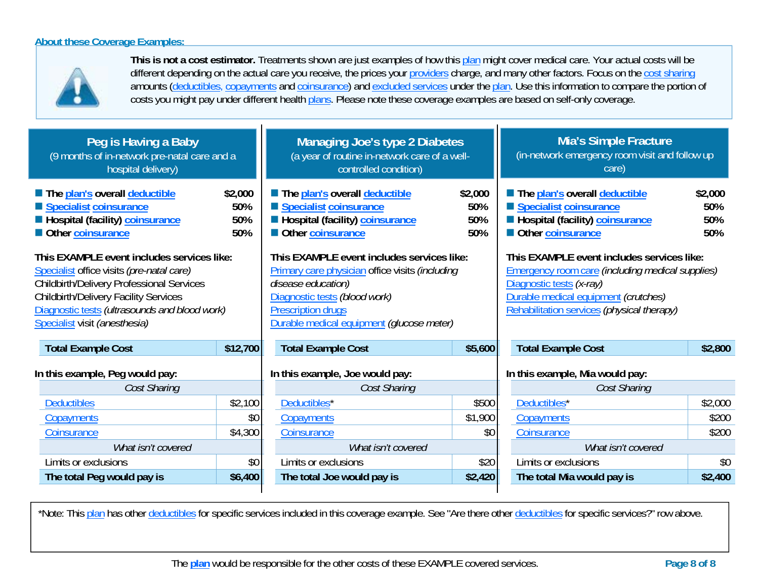## About these Coverage Examples:

**This is not a cost estimator.** Treatments shown are just examples of how this plan might cover medical care. Your actual costs will be different depending on the actual care you receive, the prices your providers charge, and many other factors. Focus on the cost sharing amounts (deductibles, copayments and coinsurance) and excluded services under the plan. Use this information to compare the portion of costs you might pay under different health plans. Please note these coverage examples are based on self-only coverage.

### Peg is Having a Baby

(9 months of in-network pre-natal care and a hospital delivery)

| | |
|---|---|
| ■ **The plan's overall deductible** | **$2,000** |
| ■ **Specialist coinsurance** | **50%** |
| ■ **Hospital (facility) coinsurance** | **50%** |
| ■ **Other coinsurance** | **50%** |

**This EXAMPLE event includes services like:**

Specialist office visits *(pre-natal care)*
Childbirth/Delivery Professional Services
Childbirth/Delivery Facility Services
Diagnostic tests *(ultrasounds and blood work)*
Specialist visit *(anesthesia)*

| **Total Example Cost** | **$12,700** |
|---|---|

**In this example, Peg would pay:**

| *Cost Sharing* | |
|---|---|
| Deductibles | $2,100 |
| Copayments | $0 |
| Coinsurance | $4,300 |
| *What isn't covered* | |
| Limits or exclusions | $0 |
| **The total Peg would pay is** | **$6,400** |

### Managing Joe's type 2 Diabetes

(a year of routine in-network care of a well-controlled condition)

| | |
|---|---|
| ■ **The plan's overall deductible** | **$2,000** |
| ■ **Specialist coinsurance** | **50%** |
| ■ **Hospital (facility) coinsurance** | **50%** |
| ■ **Other coinsurance** | **50%** |

**This EXAMPLE event includes services like:**

Primary care physician office visits *(including disease education)*
Diagnostic tests *(blood work)*
Prescription drugs
Durable medical equipment *(glucose meter)*

| **Total Example Cost** | **$5,600** |
|---|---|

**In this example, Joe would pay:**

| *Cost Sharing* | |
|---|---|
| Deductibles* | $500 |
| Copayments | $1,900 |
| Coinsurance | $0 |
| *What isn't covered* | |
| Limits or exclusions | $20 |
| **The total Joe would pay is** | **$2,420** |

### Mia's Simple Fracture

(in-network emergency room visit and follow up care)

| | |
|---|---|
| ■ **The plan's overall deductible** | **$2,000** |
| ■ **Specialist coinsurance** | **50%** |
| ■ **Hospital (facility) coinsurance** | **50%** |
| ■ **Other coinsurance** | **50%** |

**This EXAMPLE event includes services like:**

Emergency room care *(including medical supplies)*
Diagnostic tests *(x-ray)*
Durable medical equipment *(crutches)*
Rehabilitation services *(physical therapy)*

| **Total Example Cost** | **$2,800** |
|---|---|

**In this example, Mia would pay:**

| *Cost Sharing* | |
|---|---|
| Deductibles* | $2,000 |
| Copayments | $200 |
| Coinsurance | $200 |
| *What isn't covered* | |
| Limits or exclusions | $0 |
| **The total Mia would pay is** | **$2,400** |

*Note: This plan has other deductibles for specific services included in this coverage example. See "Are there other deductibles for specific services?" row above.

The **plan** would be responsible for the other costs of these EXAMPLE covered services.